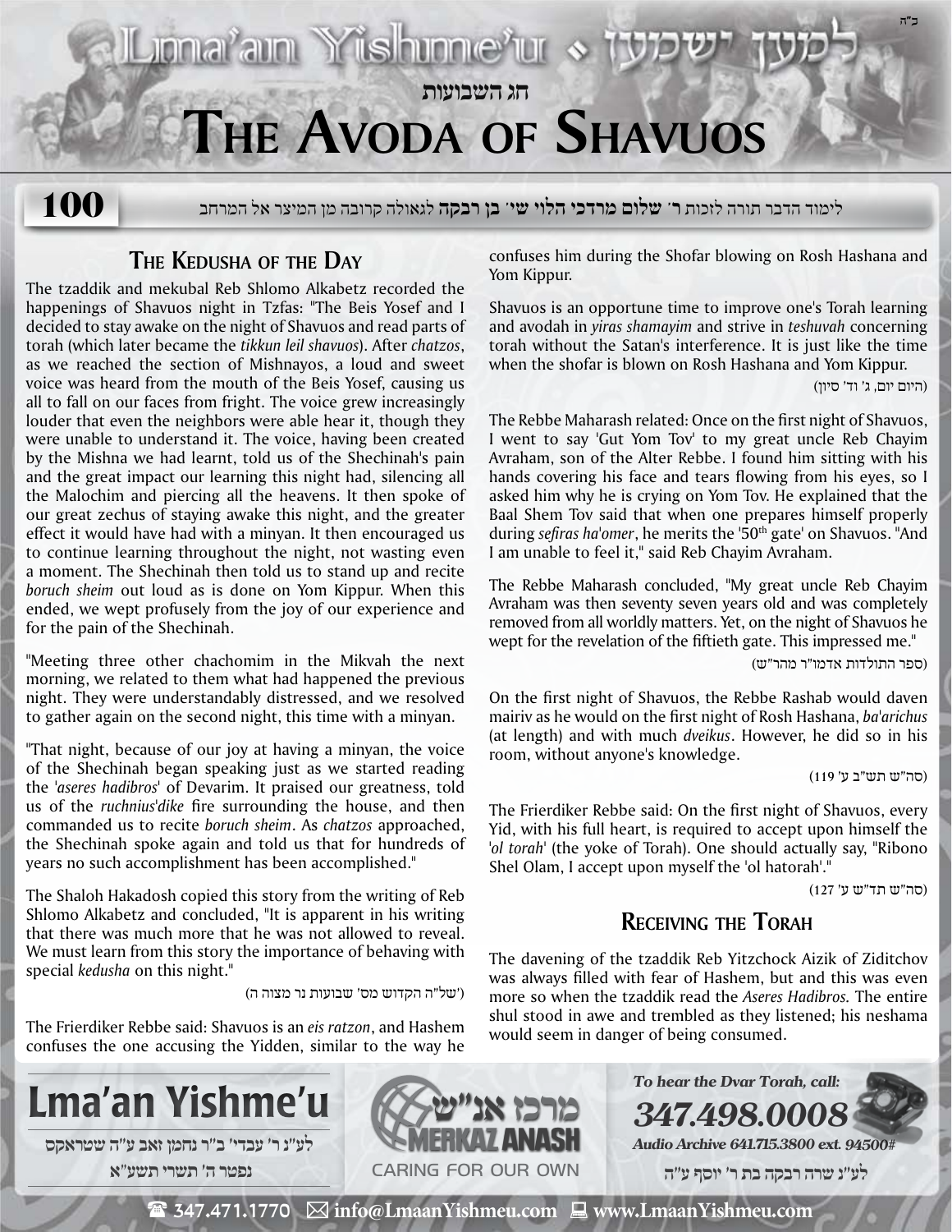ב"ה

Lma'an Yishme'u • למען ישמעו

חג השבועות

# The Avoda of Shavuos

**100**

לימוד הדבר תורה לזכות **ר' שלום מרדכי הלוי שי' בן רבקה** לגאולה קרובה מן המיצר אל המרחב

## The Kedusha of the Day

The tzaddik and mekubal Reb Shlomo Alkabetz recorded the happenings of Shavuos night in Tzfas: "The Beis Yosef and I decided to stay awake on the night of Shavuos and read parts of torah (which later became the *tikkun leil shavuos*). After *chatzos*, as we reached the section of Mishnayos, a loud and sweet voice was heard from the mouth of the Beis Yosef, causing us all to fall on our faces from fright. The voice grew increasingly louder that even the neighbors were able hear it, though they were unable to understand it. The voice, having been created by the Mishna we had learnt, told us of the Shechinah's pain and the great impact our learning this night had, silencing all the Malochim and piercing all the heavens. It then spoke of our great zechus of staying awake this night, and the greater effect it would have had with a minyan. It then encouraged us to continue learning throughout the night, not wasting even a moment. The Shechinah then told us to stand up and recite *boruch sheim* out loud as is done on Yom Kippur. When this ended, we wept profusely from the joy of our experience and for the pain of the Shechinah.

"Meeting three other chachomim in the Mikvah the next morning, we related to them what had happened the previous night. They were understandably distressed, and we resolved to gather again on the second night, this time with a minyan.

"That night, because of our joy at having a minyan, the voice of the Shechinah began speaking just as we started reading the '*aseres hadibros*' of Devarim. It praised our greatness, told us of the *ruchnius'dike* fire surrounding the house, and then commanded us to recite *boruch sheim*. As *chatzos* approached, the Shechinah spoke again and told us that for hundreds of years no such accomplishment has been accomplished."

The Shaloh Hakadosh copied this story from the writing of Reb Shlomo Alkabetz and concluded, "It is apparent in his writing that there was much more that he was not allowed to reveal. We must learn from this story the importance of behaving with special *kedusha* on this night."

(של"ה הקדוש מס' שבועות נר מצוה ה)

The Frierdiker Rebbe said: Shavuos is an *eis ratzon*, and Hashem confuses the one accusing the Yidden, similar to the way he confuses him during the Shofar blowing on Rosh Hashana and Yom Kippur.

Shavuos is an opportune time to improve one's Torah learning and avodah in *yiras shamayim* and strive in *teshuvah* concerning torah without the Satan's interference. It is just like the time when the shofar is blown on Rosh Hashana and Yom Kippur.

(היום יום, ג' וד' סיון)

The Rebbe Maharash related: Once on the first night of Shavuos, I went to say 'Gut Yom Tov' to my great uncle Reb Chayim Avraham, son of the Alter Rebbe. I found him sitting with his hands covering his face and tears flowing from his eyes, so I asked him why he is crying on Yom Tov. He explained that the Baal Shem Tov said that when one prepares himself properly during *sefiras ha'omer*, he merits the '50th gate' on Shavuos. "And I am unable to feel it," said Reb Chayim Avraham.

The Rebbe Maharash concluded, "My great uncle Reb Chayim Avraham was then seventy seven years old and was completely removed from all worldly matters. Yet, on the night of Shavuos he wept for the revelation of the fiftieth gate. This impressed me."

(ספר התולדות אדמו"ר מהר"ש)

On the first night of Shavuos, the Rebbe Rashab would daven mairiv as he would on the first night of Rosh Hashana, *ba'arichus* (at length) and with much *dveikus*. However, he did so in his room, without anyone's knowledge.

(סה"ש תש"ב ע' 119)

The Frierdiker Rebbe said: On the first night of Shavuos, every Yid, with his full heart, is required to accept upon himself the '*ol torah*' (the yoke of Torah). One should actually say, "Ribono Shel Olam, I accept upon myself the 'ol hatorah'."

(סה"ש תד"ש ע' 127)

## Receiving the Torah

The davening of the tzaddik Reb Yitzchock Aizik of Ziditchov was always filled with fear of Hashem, but and this was even more so when the tzaddik read the *Aseres Hadibros.* The entire shul stood in awe and trembled as they listened; his neshama would seem in danger of being consumed.

**Lma'an Yishme'u**

לע"נ ר' עבדי' ב"ר נחמן זאב ע"ה שטראקס
נפטר ה' תשרי תשע"א

מרכז אנ"ש MERKAZ ANASH
CARING FOR OUR OWN

*To hear the Dvar Torah, call:*
**347.498.0008**
*Audio Archive 641.715.3800 ext. 94500#*

לע"נ שרה רבקה בת ר' יוסף ע"ה

347.471.1770 | info@LmaanYishmeu.com | www.LmaanYishmeu.com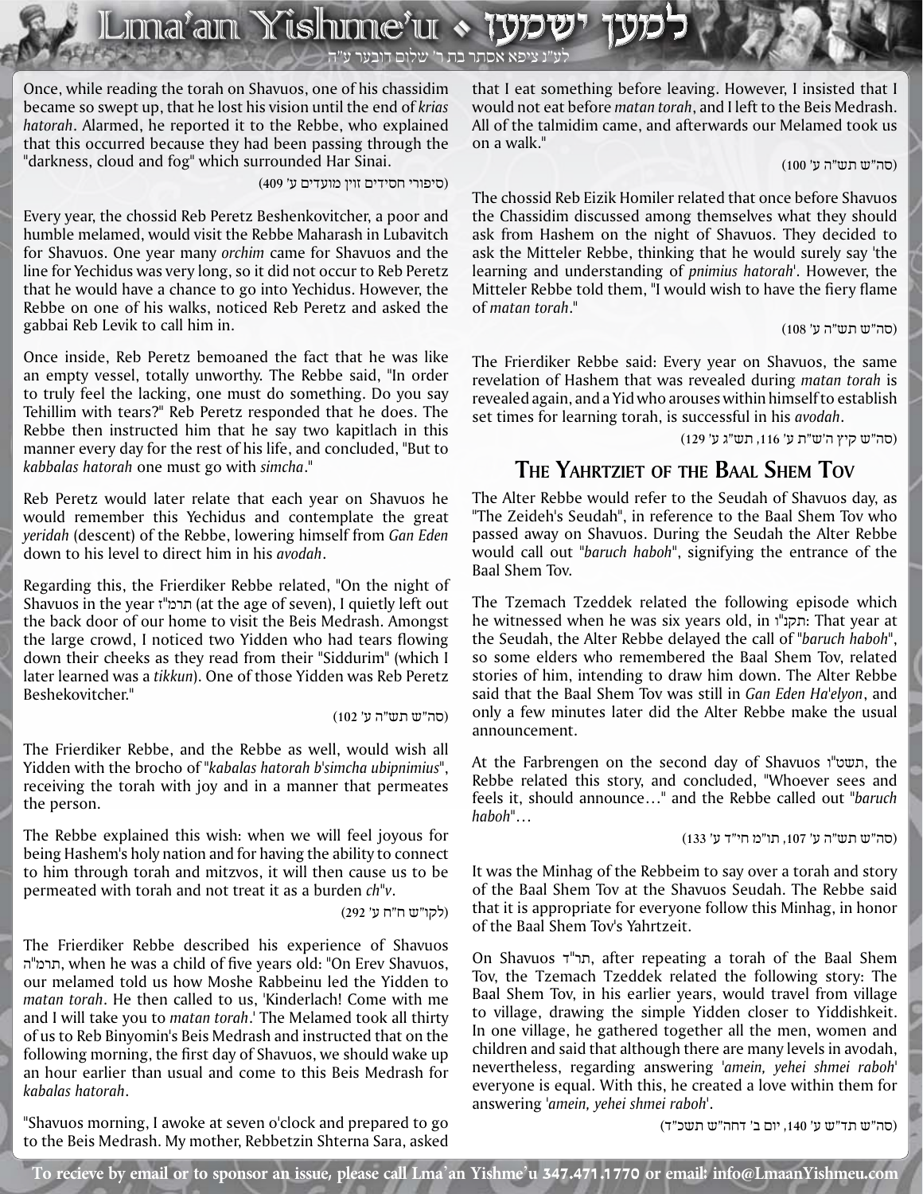Once, while reading the torah on Shavuos, one of his chassidim became so swept up, that he lost his vision until the end of *krias hatorah*. Alarmed, he reported it to the Rebbe, who explained that this occurred because they had been passing through the "darkness, cloud and fog" which surrounded Har Sinai.

(סיפורי חסידים זוין מועדים ע' 409)

Every year, the chossid Reb Peretz Beshenkovitcher, a poor and humble melamed, would visit the Rebbe Maharash in Lubavitch for Shavuos. One year many *orchim* came for Shavuos and the line for Yechidus was very long, so it did not occur to Reb Peretz that he would have a chance to go into Yechidus. However, the Rebbe on one of his walks, noticed Reb Peretz and asked the gabbai Reb Levik to call him in.

Once inside, Reb Peretz bemoaned the fact that he was like an empty vessel, totally unworthy. The Rebbe said, "In order to truly feel the lacking, one must do something. Do you say Tehillim with tears?" Reb Peretz responded that he does. The Rebbe then instructed him that he say two kapitlach in this manner every day for the rest of his life, and concluded, "But to *kabbalas hatorah* one must go with *simcha*."

Reb Peretz would later relate that each year on Shavuos he would remember this Yechidus and contemplate the great *yeridah* (descent) of the Rebbe, lowering himself from *Gan Eden* down to his level to direct him in his *avodah*.

Regarding this, the Frierdiker Rebbe related, "On the night of Shavuos in the year תרמ"ז (at the age of seven), I quietly left out the back door of our home to visit the Beis Medrash. Amongst the large crowd, I noticed two Yidden who had tears flowing down their cheeks as they read from their "Siddurim" (which I later learned was a *tikkun*). One of those Yidden was Reb Peretz Beshekovitcher."

(סה"ש תש"ה ע' 102)

The Frierdiker Rebbe, and the Rebbe as well, would wish all Yidden with the brocho of "*kabalas hatorah b'simcha ubipnimius*", receiving the torah with joy and in a manner that permeates the person.

The Rebbe explained this wish: when we will feel joyous for being Hashem's holy nation and for having the ability to connect to him through torah and mitzvos, it will then cause us to be permeated with torah and not treat it as a burden *ch"v*.

(לקו"ש ח"ח ע' 292)

The Frierdiker Rebbe described his experience of Shavuos תרמ"ה, when he was a child of five years old: "On Erev Shavuos, our melamed told us how Moshe Rabbeinu led the Yidden to *matan torah*. He then called to us, 'Kinderlach! Come with me and I will take you to *matan torah*.' The Melamed took all thirty of us to Reb Binyomin's Beis Medrash and instructed that on the following morning, the first day of Shavuos, we should wake up an hour earlier than usual and come to this Beis Medrash for *kabalas hatorah*.

"Shavuos morning, I awoke at seven o'clock and prepared to go to the Beis Medrash. My mother, Rebbetzin Shterna Sara, asked that I eat something before leaving. However, I insisted that I would not eat before *matan torah*, and I left to the Beis Medrash. All of the talmidim came, and afterwards our Melamed took us on a walk."

(סה"ש תש"ה ע' 100)

The chossid Reb Eizik Homiler related that once before Shavuos the Chassidim discussed among themselves what they should ask from Hashem on the night of Shavuos. They decided to ask the Mitteler Rebbe, thinking that he would surely say 'the learning and understanding of *pnimius hatorah*'. However, the Mitteler Rebbe told them, "I would wish to have the fiery flame of *matan torah*."

(סה"ש תש"ה ע' 108)

The Frierdiker Rebbe said: Every year on Shavuos, the same revelation of Hashem that was revealed during *matan torah* is revealed again, and a Yid who arouses within himself to establish set times for learning torah, is successful in his *avodah*.

(סה"ש קיץ ה'ש"ת ע' 116, תש"ג ע' 129)

## The Yahrtziet of the Baal Shem Tov

The Alter Rebbe would refer to the Seudah of Shavuos day, as "The Zeideh's Seudah", in reference to the Baal Shem Tov who passed away on Shavuos. During the Seudah the Alter Rebbe would call out "*baruch haboh*", signifying the entrance of the Baal Shem Tov.

The Tzemach Tzeddek related the following episode which he witnessed when he was six years old, in תקנ"ו: That year at the Seudah, the Alter Rebbe delayed the call of "*baruch haboh*", so some elders who remembered the Baal Shem Tov, related stories of him, intending to draw him down. The Alter Rebbe said that the Baal Shem Tov was still in *Gan Eden Ha'elyon*, and only a few minutes later did the Alter Rebbe make the usual announcement.

At the Farbrengen on the second day of Shavuos תשט"ו, the Rebbe related this story, and concluded, "Whoever sees and feels it, should announce…" and the Rebbe called out "*baruch haboh*"…

(סה"ש תש"ה ע' 107, תו"מ חי"ד ע' 133)

It was the Minhag of the Rebbeim to say over a torah and story of the Baal Shem Tov at the Shavuos Seudah. The Rebbe said that it is appropriate for everyone follow this Minhag, in honor of the Baal Shem Tov's Yahrtzeit.

On Shavuos תר"ד, after repeating a torah of the Baal Shem Tov, the Tzemach Tzeddek related the following story: The Baal Shem Tov, in his earlier years, would travel from village to village, drawing the simple Yidden closer to Yiddishkeit. In one village, he gathered together all the men, women and children and said that although there are many levels in avodah, nevertheless, regarding answering '*amein, yehei shmei raboh*' everyone is equal. With this, he created a love within them for answering '*amein, yehei shmei raboh*'.

(סה"ש תד"ש ע' 140, יום ב' דחה"ש תשכ"ד)